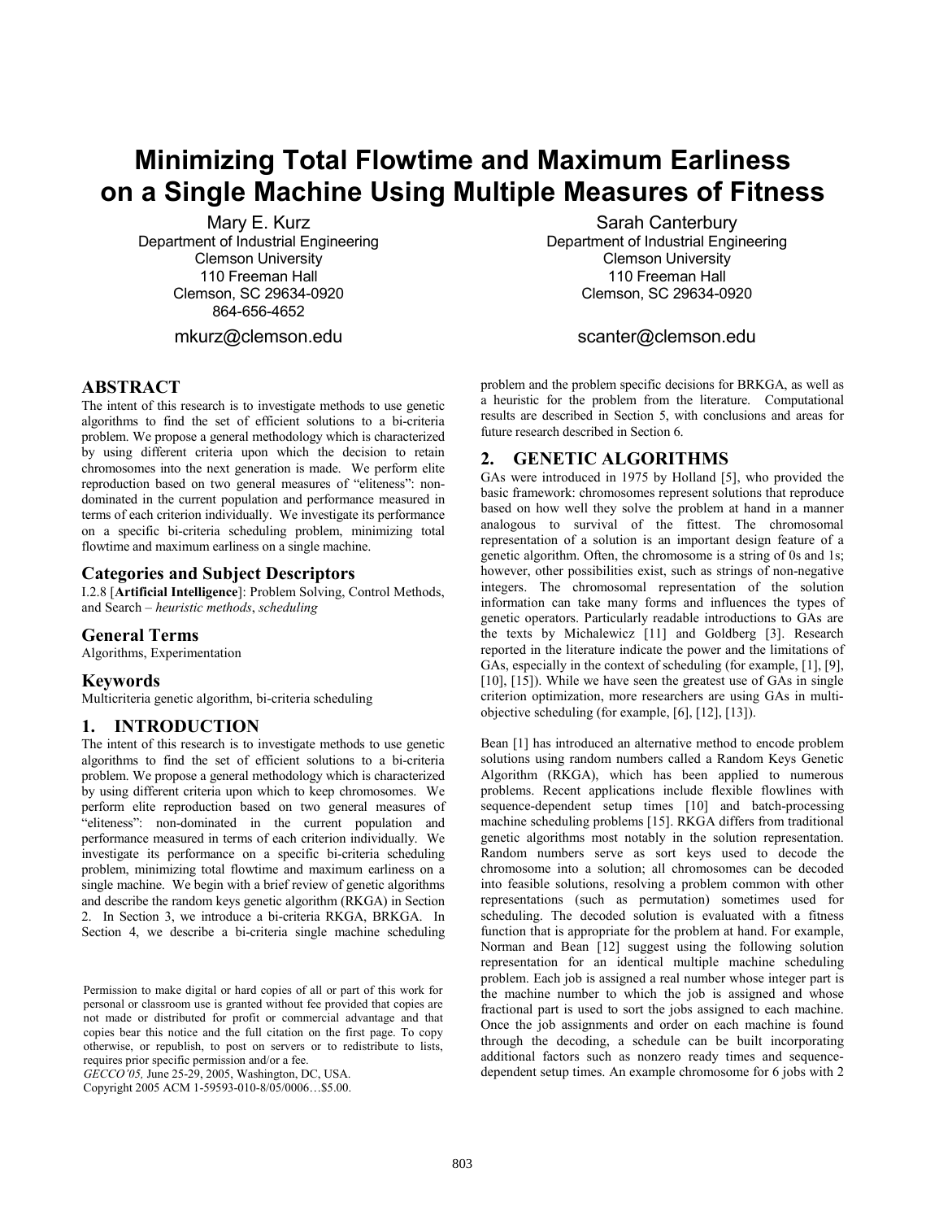# Minimizing Total Flowtime and Maximum Earliness on a Single Machine Using Multiple Measures of Fitness

Mary E. Kurz
Department of Industrial Engineering
Clemson University
110 Freeman Hall
Clemson, SC 29634-0920
864-656-4652
mkurz@clemson.edu

Sarah Canterbury
Department of Industrial Engineering
Clemson University
110 Freeman Hall
Clemson, SC 29634-0920
scanter@clemson.edu

## ABSTRACT

The intent of this research is to investigate methods to use genetic algorithms to find the set of efficient solutions to a bi-criteria problem. We propose a general methodology which is characterized by using different criteria upon which the decision to retain chromosomes into the next generation is made. We perform elite reproduction based on two general measures of "eliteness": non-dominated in the current population and performance measured in terms of each criterion individually. We investigate its performance on a specific bi-criteria scheduling problem, minimizing total flowtime and maximum earliness on a single machine.

### Categories and Subject Descriptors

I.2.8 [**Artificial Intelligence**]: Problem Solving, Control Methods, and Search – *heuristic methods*, *scheduling*

### General Terms

Algorithms, Experimentation

### Keywords

Multicriteria genetic algorithm, bi-criteria scheduling

## 1. INTRODUCTION

The intent of this research is to investigate methods to use genetic algorithms to find the set of efficient solutions to a bi-criteria problem. We propose a general methodology which is characterized by using different criteria upon which to keep chromosomes. We perform elite reproduction based on two general measures of "eliteness": non-dominated in the current population and performance measured in terms of each criterion individually. We investigate its performance on a specific bi-criteria scheduling problem, minimizing total flowtime and maximum earliness on a single machine. We begin with a brief review of genetic algorithms and describe the random keys genetic algorithm (RKGA) in Section 2. In Section 3, we introduce a bi-criteria RKGA, BRKGA. In Section 4, we describe a bi-criteria single machine scheduling problem and the problem specific decisions for BRKGA, as well as a heuristic for the problem from the literature. Computational results are described in Section 5, with conclusions and areas for future research described in Section 6.

Permission to make digital or hard copies of all or part of this work for personal or classroom use is granted without fee provided that copies are not made or distributed for profit or commercial advantage and that copies bear this notice and the full citation on the first page. To copy otherwise, or republish, to post on servers or to redistribute to lists, requires prior specific permission and/or a fee.
*GECCO'05,* June 25-29, 2005, Washington, DC, USA.
Copyright 2005 ACM 1-59593-010-8/05/0006…$5.00.

## 2. GENETIC ALGORITHMS

GAs were introduced in 1975 by Holland [5], who provided the basic framework: chromosomes represent solutions that reproduce based on how well they solve the problem at hand in a manner analogous to survival of the fittest. The chromosomal representation of a solution is an important design feature of a genetic algorithm. Often, the chromosome is a string of 0s and 1s; however, other possibilities exist, such as strings of non-negative integers. The chromosomal representation of the solution information can take many forms and influences the types of genetic operators. Particularly readable introductions to GAs are the texts by Michalewicz [11] and Goldberg [3]. Research reported in the literature indicate the power and the limitations of GAs, especially in the context of scheduling (for example, [1], [9], [10], [15]). While we have seen the greatest use of GAs in single criterion optimization, more researchers are using GAs in multi-objective scheduling (for example, [6], [12], [13]).

Bean [1] has introduced an alternative method to encode problem solutions using random numbers called a Random Keys Genetic Algorithm (RKGA), which has been applied to numerous problems. Recent applications include flexible flowlines with sequence-dependent setup times [10] and batch-processing machine scheduling problems [15]. RKGA differs from traditional genetic algorithms most notably in the solution representation. Random numbers serve as sort keys used to decode the chromosome into a solution; all chromosomes can be decoded into feasible solutions, resolving a problem common with other representations (such as permutation) sometimes used for scheduling. The decoded solution is evaluated with a fitness function that is appropriate for the problem at hand. For example, Norman and Bean [12] suggest using the following solution representation for an identical multiple machine scheduling problem. Each job is assigned a real number whose integer part is the machine number to which the job is assigned and whose fractional part is used to sort the jobs assigned to each machine. Once the job assignments and order on each machine is found through the decoding, a schedule can be built incorporating additional factors such as nonzero ready times and sequence-dependent setup times. An example chromosome for 6 jobs with 2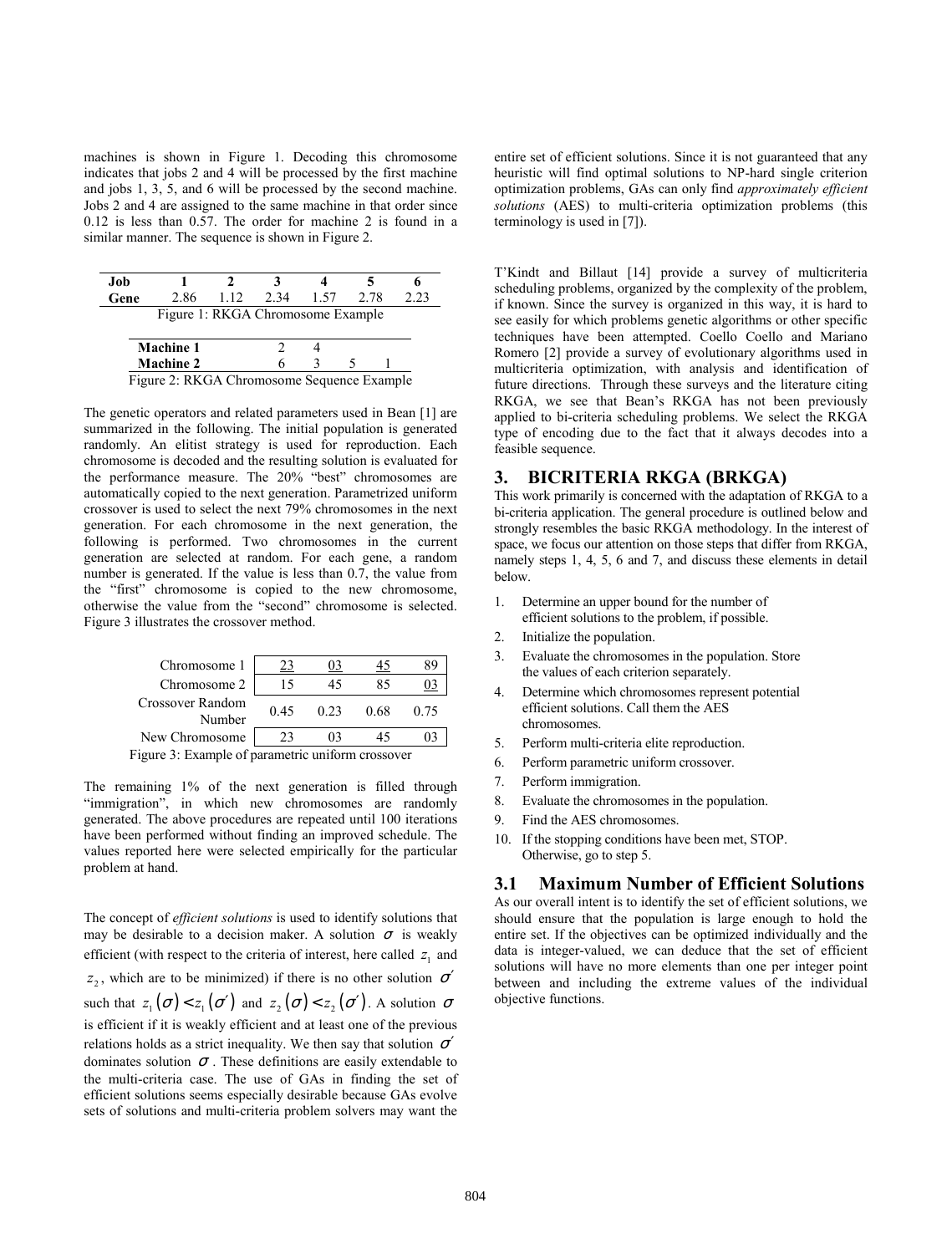machines is shown in Figure 1. Decoding this chromosome indicates that jobs 2 and 4 will be processed by the first machine and jobs 1, 3, 5, and 6 will be processed by the second machine. Jobs 2 and 4 are assigned to the same machine in that order since 0.12 is less than 0.57. The order for machine 2 is found in a similar manner. The sequence is shown in Figure 2.

| **Job** | **1** | **2** | **3** | **4** | **5** | **6** |
|---|---|---|---|---|---|---|
| **Gene** | 2.86 | 1.12 | 2.34 | 1.57 | 2.78 | 2.23 |

Figure 1: RKGA Chromosome Example

| | | | | |
|---|---|---|---|---|
| **Machine 1** | 2 | 4 | | |
| **Machine 2** | 6 | 3 | 5 | 1 |

Figure 2: RKGA Chromosome Sequence Example

The genetic operators and related parameters used in Bean [1] are summarized in the following. The initial population is generated randomly. An elitist strategy is used for reproduction. Each chromosome is decoded and the resulting solution is evaluated for the performance measure. The 20% "best" chromosomes are automatically copied to the next generation. Parametrized uniform crossover is used to select the next 79% chromosomes in the next generation. For each chromosome in the next generation, the following is performed. Two chromosomes in the current generation are selected at random. For each gene, a random number is generated. If the value is less than 0.7, the value from the "first" chromosome is copied to the new chromosome, otherwise the value from the "second" chromosome is selected. Figure 3 illustrates the crossover method.

| | | | | |
|---|---|---|---|---|
| Chromosome 1 | 23 | 03 | 45 | 89 |
| Chromosome 2 | 15 | 45 | 85 | 03 |
| Crossover Random Number | 0.45 | 0.23 | 0.68 | 0.75 |
| New Chromosome | 23 | 03 | 45 | 03 |

Figure 3: Example of parametric uniform crossover

The remaining 1% of the next generation is filled through "immigration", in which new chromosomes are randomly generated. The above procedures are repeated until 100 iterations have been performed without finding an improved schedule. The values reported here were selected empirically for the particular problem at hand.

The concept of *efficient solutions* is used to identify solutions that may be desirable to a decision maker. A solution $\sigma$ is weakly efficient (with respect to the criteria of interest, here called $z_1$ and $z_2$, which are to be minimized) if there is no other solution $\sigma'$ such that $z_1(\sigma) < z_1(\sigma')$ and $z_2(\sigma) < z_2(\sigma')$. A solution $\sigma$ is efficient if it is weakly efficient and at least one of the previous relations holds as a strict inequality. We then say that solution $\sigma'$ dominates solution $\sigma$. These definitions are easily extendable to the multi-criteria case. The use of GAs in finding the set of efficient solutions seems especially desirable because GAs evolve sets of solutions and multi-criteria problem solvers may want the entire set of efficient solutions. Since it is not guaranteed that any heuristic will find optimal solutions to NP-hard single criterion optimization problems, GAs can only find *approximately efficient solutions* (AES) to multi-criteria optimization problems (this terminology is used in [7]).

T'Kindt and Billaut [14] provide a survey of multicriteria scheduling problems, organized by the complexity of the problem, if known. Since the survey is organized in this way, it is hard to see easily for which problems genetic algorithms or other specific techniques have been attempted. Coello Coello and Mariano Romero [2] provide a survey of evolutionary algorithms used in multicriteria optimization, with analysis and identification of future directions. Through these surveys and the literature citing RKGA, we see that Bean's RKGA has not been previously applied to bi-criteria scheduling problems. We select the RKGA type of encoding due to the fact that it always decodes into a feasible sequence.

# 3. BICRITERIA RKGA (BRKGA)

This work primarily is concerned with the adaptation of RKGA to a bi-criteria application. The general procedure is outlined below and strongly resembles the basic RKGA methodology. In the interest of space, we focus our attention on those steps that differ from RKGA, namely steps 1, 4, 5, 6 and 7, and discuss these elements in detail below.

1. Determine an upper bound for the number of efficient solutions to the problem, if possible.
2. Initialize the population.
3. Evaluate the chromosomes in the population. Store the values of each criterion separately.
4. Determine which chromosomes represent potential efficient solutions. Call them the AES chromosomes.
5. Perform multi-criteria elite reproduction.
6. Perform parametric uniform crossover.
7. Perform immigration.
8. Evaluate the chromosomes in the population.
9. Find the AES chromosomes.
10. If the stopping conditions have been met, STOP. Otherwise, go to step 5.

## 3.1 Maximum Number of Efficient Solutions

As our overall intent is to identify the set of efficient solutions, we should ensure that the population is large enough to hold the entire set. If the objectives can be optimized individually and the data is integer-valued, we can deduce that the set of efficient solutions will have no more elements than one per integer point between and including the extreme values of the individual objective functions.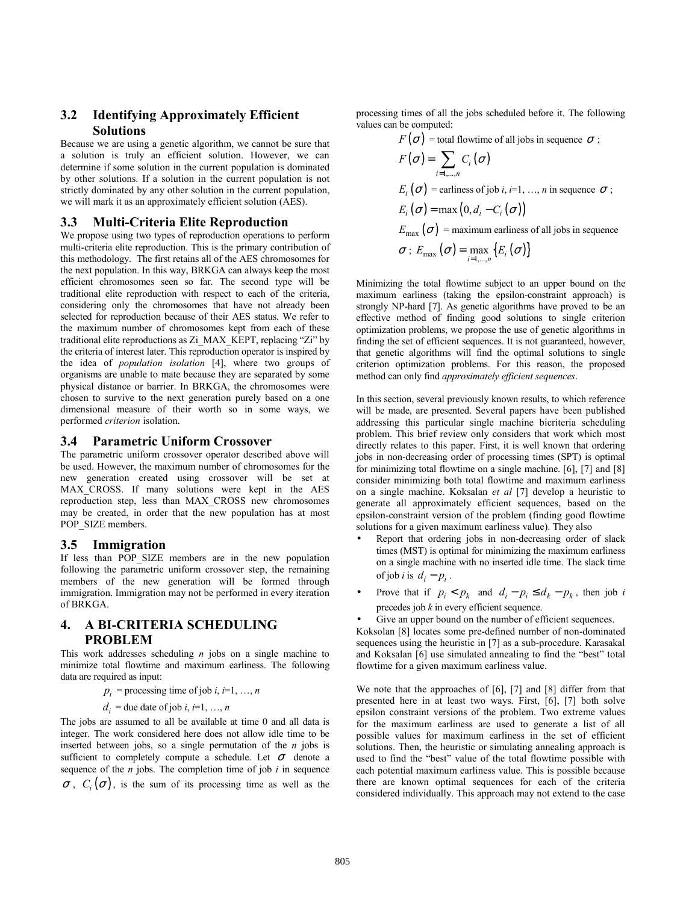### 3.2 Identifying Approximately Efficient Solutions

Because we are using a genetic algorithm, we cannot be sure that a solution is truly an efficient solution. However, we can determine if some solution in the current population is dominated by other solutions. If a solution in the current population is not strictly dominated by any other solution in the current population, we will mark it as an approximately efficient solution (AES).

### 3.3 Multi-Criteria Elite Reproduction

We propose using two types of reproduction operations to perform multi-criteria elite reproduction. This is the primary contribution of this methodology. The first retains all of the AES chromosomes for the next population. In this way, BRKGA can always keep the most efficient chromosomes seen so far. The second type will be traditional elite reproduction with respect to each of the criteria, considering only the chromosomes that have not already been selected for reproduction because of their AES status. We refer to the maximum number of chromosomes kept from each of these traditional elite reproductions as Zi_MAX_KEPT, replacing "Zi" by the criteria of interest later. This reproduction operator is inspired by the idea of *population isolation* [4], where two groups of organisms are unable to mate because they are separated by some physical distance or barrier. In BRKGA, the chromosomes were chosen to survive to the next generation purely based on a one dimensional measure of their worth so in some ways, we performed *criterion* isolation.

### 3.4 Parametric Uniform Crossover

The parametric uniform crossover operator described above will be used. However, the maximum number of chromosomes for the new generation created using crossover will be set at MAX_CROSS. If many solutions were kept in the AES reproduction step, less than MAX_CROSS new chromosomes may be created, in order that the new population has at most POP_SIZE members.

### 3.5 Immigration

If less than POP_SIZE members are in the new population following the parametric uniform crossover step, the remaining members of the new generation will be formed through immigration. Immigration may not be performed in every iteration of BRKGA.

## 4. A BI-CRITERIA SCHEDULING PROBLEM

This work addresses scheduling *n* jobs on a single machine to minimize total flowtime and maximum earliness. The following data are required as input:

$p_i$ = processing time of job *i*, *i*=1, …, *n*

$d_i$ = due date of job *i*, *i*=1, …, *n*

The jobs are assumed to all be available at time 0 and all data is integer. The work considered here does not allow idle time to be inserted between jobs, so a single permutation of the *n* jobs is sufficient to completely compute a schedule. Let $\sigma$ denote a sequence of the *n* jobs. The completion time of job *i* in sequence $\sigma$, $C_i(\sigma)$, is the sum of its processing time as well as the processing times of all the jobs scheduled before it. The following values can be computed:

$F(\sigma)$ = total flowtime of all jobs in sequence $\sigma$;

$$F(\sigma) = \sum_{i=1,\dots,n} C_i(\sigma)$$

$E_i(\sigma)$ = earliness of job *i*, *i*=1, …, *n* in sequence $\sigma$;

$$E_i(\sigma) = \max\left(0, d_i - C_i(\sigma)\right)$$

$E_{\max}(\sigma)$ = maximum earliness of all jobs in sequence $\sigma$; $E_{\max}(\sigma) = \max_{i=1,\dots,n} \{E_i(\sigma)\}$

Minimizing the total flowtime subject to an upper bound on the maximum earliness (taking the epsilon-constraint approach) is strongly NP-hard [7]. As genetic algorithms have proved to be an effective method of finding good solutions to single criterion optimization problems, we propose the use of genetic algorithms in finding the set of efficient sequences. It is not guaranteed, however, that genetic algorithms will find the optimal solutions to single criterion optimization problems. For this reason, the proposed method can only find *approximately efficient sequences*.

In this section, several previously known results, to which reference will be made, are presented. Several papers have been published addressing this particular single machine bicriteria scheduling problem. This brief review only considers that work which most directly relates to this paper. First, it is well known that ordering jobs in non-decreasing order of processing times (SPT) is optimal for minimizing total flowtime on a single machine. [6], [7] and [8] consider minimizing both total flowtime and maximum earliness on a single machine. Koksalan *et al* [7] develop a heuristic to generate all approximately efficient sequences, based on the epsilon-constraint version of the problem (finding good flowtime solutions for a given maximum earliness value). They also

- Report that ordering jobs in non-decreasing order of slack times (MST) is optimal for minimizing the maximum earliness on a single machine with no inserted idle time. The slack time of job *i* is $d_i - p_i$.
- Prove that if $p_i < p_k$ and $d_i - p_i \le d_k - p_k$, then job *i* precedes job *k* in every efficient sequence.
- Give an upper bound on the number of efficient sequences.

Koksolan [8] locates some pre-defined number of non-dominated sequences using the heuristic in [7] as a sub-procedure. Karasakal and Koksalan [6] use simulated annealing to find the "best" total flowtime for a given maximum earliness value.

We note that the approaches of [6], [7] and [8] differ from that presented here in at least two ways. First, [6], [7] both solve epsilon constraint versions of the problem. Two extreme values for the maximum earliness are used to generate a list of all possible values for maximum earliness in the set of efficient solutions. Then, the heuristic or simulating annealing approach is used to find the "best" value of the total flowtime possible with each potential maximum earliness value. This is possible because there are known optimal sequences for each of the criteria considered individually. This approach may not extend to the case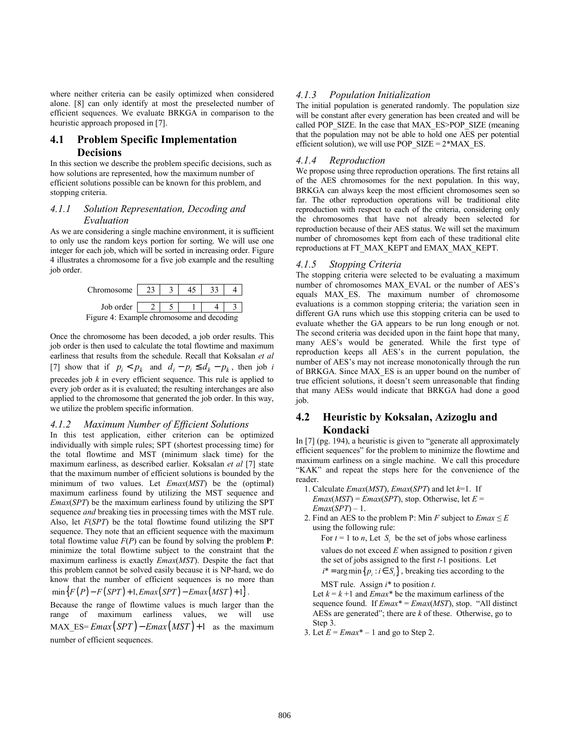where neither criteria can be easily optimized when considered alone. [8] can only identify at most the preselected number of efficient sequences. We evaluate BRKGA in comparison to the heuristic approach proposed in [7].

## 4.1 Problem Specific Implementation Decisions

In this section we describe the problem specific decisions, such as how solutions are represented, how the maximum number of efficient solutions possible can be known for this problem, and stopping criteria.

### *4.1.1 Solution Representation, Decoding and Evaluation*

As we are considering a single machine environment, it is sufficient to only use the random keys portion for sorting. We will use one integer for each job, which will be sorted in increasing order. Figure 4 illustrates a chromosome for a five job example and the resulting job order.

| Chromosome | 23 | 3 | 45 | 33 | 4 |
|---|---|---|---|---|---|
| Job order | 2 | 5 | 1 | 4 | 3 |

Figure 4: Example chromosome and decoding

Once the chromosome has been decoded, a job order results. This job order is then used to calculate the total flowtime and maximum earliness that results from the schedule. Recall that Koksalan *et al* [7] show that if $p_i < p_k$ and $d_i - p_i \leq d_k - p_k$, then job *i* precedes job *k* in every efficient sequence. This rule is applied to every job order as it is evaluated; the resulting interchanges are also applied to the chromosome that generated the job order. In this way, we utilize the problem specific information.

### *4.1.2 Maximum Number of Efficient Solutions*

In this test application, either criterion can be optimized individually with simple rules; SPT (shortest processing time) for the total flowtime and MST (minimum slack time) for the maximum earliness, as described earlier. Koksalan *et al* [7] state that the maximum number of efficient solutions is bounded by the minimum of two values. Let *Emax*(*MST*) be the (optimal) maximum earliness found by utilizing the MST sequence and *Emax*(*SPT*) be the maximum earliness found by utilizing the SPT sequence *and* breaking ties in processing times with the MST rule. Also, let *F*(*SPT*) be the total flowtime found utilizing the SPT sequence. They note that an efficient sequence with the maximum total flowtime value *F*(*P*) can be found by solving the problem **P**: minimize the total flowtime subject to the constraint that the maximum earliness is exactly *Emax*(*MST*). Despite the fact that this problem cannot be solved easily because it is NP-hard, we do know that the number of efficient sequences is no more than $\min\{F(P) - F(SPT) + 1, Emax(SPT) - Emax(MST) + 1\}$.

Because the range of flowtime values is much larger than the range of maximum earliness values, we will use MAX_ES= $Emax(SPT) - Emax(MST) + 1$ as the maximum number of efficient sequences.

### *4.1.3 Population Initialization*

The initial population is generated randomly. The population size will be constant after every generation has been created and will be called POP_SIZE. In the case that MAX_ES>POP_SIZE (meaning that the population may not be able to hold one AES per potential efficient solution), we will use POP_SIZE = 2*MAX_ES.

### *4.1.4 Reproduction*

We propose using three reproduction operations. The first retains all of the AES chromosomes for the next population. In this way, BRKGA can always keep the most efficient chromosomes seen so far. The other reproduction operations will be traditional elite reproduction with respect to each of the criteria, considering only the chromosomes that have not already been selected for reproduction because of their AES status. We will set the maximum number of chromosomes kept from each of these traditional elite reproductions at FT_MAX_KEPT and EMAX_MAX_KEPT.

### *4.1.5 Stopping Criteria*

The stopping criteria were selected to be evaluating a maximum number of chromosomes MAX_EVAL or the number of AES's equals MAX_ES. The maximum number of chromosome evaluations is a common stopping criteria; the variation seen in different GA runs which use this stopping criteria can be used to evaluate whether the GA appears to be run long enough or not. The second criteria was decided upon in the faint hope that many, many AES's would be generated. While the first type of reproduction keeps all AES's in the current population, the number of AES's may not increase monotonically through the run of BRKGA. Since MAX_ES is an upper bound on the number of true efficient solutions, it doesn't seem unreasonable that finding that many AESs would indicate that BRKGA had done a good job.

## 4.2 Heuristic by Koksalan, Azizoglu and Kondacki

In [7] (pg. 194), a heuristic is given to "generate all approximately efficient sequences" for the problem to minimize the flowtime and maximum earliness on a single machine. We call this procedure "KAK" and repeat the steps here for the convenience of the reader.

1. Calculate *Emax*(*MST*), *Emax*(*SPT*) and let *k*=1. If *Emax*(*MST*) = *Emax*(*SPT*), stop. Otherwise, let *E* = *Emax*(*SPT*) – 1.
2. Find an AES to the problem P: Min *F* subject to *Emax* ≤ *E* using the following rule:

   For *t* = 1 to *n*, Let $S_i$ be the set of jobs whose earliness values do not exceed *E* when assigned to position *t* given the set of jobs assigned to the first *t*-1 positions. Let $i^* = \arg\min\{p_i : i \in S_i\}$, breaking ties according to the MST rule. Assign *i** to position *t*.

   Let *k* = *k* +1 and *Emax** be the maximum earliness of the sequence found. If *Emax** = *Emax*(*MST*), stop. "All distinct AESs are generated"; there are *k* of these. Otherwise, go to Step 3.
3. Let *E* = *Emax** – 1 and go to Step 2.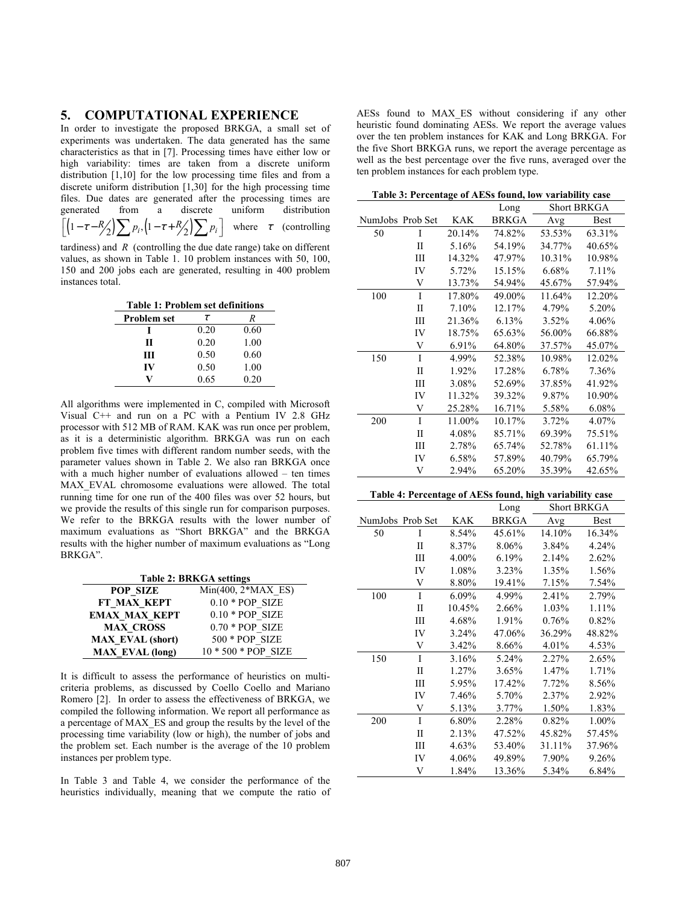## 5. COMPUTATIONAL EXPERIENCE

In order to investigate the proposed BRKGA, a small set of experiments was undertaken. The data generated has the same characteristics as that in [7]. Processing times have either low or high variability: times are taken from a discrete uniform distribution [1,10] for the low processing time files and from a discrete uniform distribution [1,30] for the high processing time files. Due dates are generated after the processing times are generated from a discrete uniform distribution $\left[\left(1-\tau-\frac{R}{2}\right)\sum p_i, \left(1-\tau+\frac{R}{2}\right)\sum p_i\right]$ where $\tau$ (controlling tardiness) and $R$ (controlling the due date range) take on different values, as shown in Table 1. 10 problem instances with 50, 100, 150 and 200 jobs each are generated, resulting in 400 problem instances total.

**Table 1: Problem set definitions**

| Problem set | $\tau$ | $R$ |
|---|---|---|
| **I** | 0.20 | 0.60 |
| **II** | 0.20 | 1.00 |
| **III** | 0.50 | 0.60 |
| **IV** | 0.50 | 1.00 |
| **V** | 0.65 | 0.20 |

All algorithms were implemented in C, compiled with Microsoft Visual C++ and run on a PC with a Pentium IV 2.8 GHz processor with 512 MB of RAM. KAK was run once per problem, as it is a deterministic algorithm. BRKGA was run on each problem five times with different random number seeds, with the parameter values shown in Table 2. We also ran BRKGA once with a much higher number of evaluations allowed – ten times MAX_EVAL chromosome evaluations were allowed. The total running time for one run of the 400 files was over 52 hours, but we provide the results of this single run for comparison purposes. We refer to the BRKGA results with the lower number of maximum evaluations as "Short BRKGA" and the BRKGA results with the higher number of maximum evaluations as "Long BRKGA".

**Table 2: BRKGA settings**

| | |
|---|---|
| **POP_SIZE** | Min(400, 2*MAX_ES) |
| **FT_MAX_KEPT** | 0.10 * POP_SIZE |
| **EMAX_MAX_KEPT** | 0.10 * POP_SIZE |
| **MAX_CROSS** | 0.70 * POP_SIZE |
| **MAX_EVAL (short)** | 500 * POP_SIZE |
| **MAX_EVAL (long)** | 10 * 500 * POP_SIZE |

It is difficult to assess the performance of heuristics on multi-criteria problems, as discussed by Coello Coello and Mariano Romero [2]. In order to assess the effectiveness of BRKGA, we compiled the following information. We report all performance as a percentage of MAX_ES and group the results by the level of the processing time variability (low or high), the number of jobs and the problem set. Each number is the average of the 10 problem instances per problem type.

In Table 3 and Table 4, we consider the performance of the heuristics individually, meaning that we compute the ratio of AESs found to MAX_ES without considering if any other heuristic found dominating AESs. We report the average values over the ten problem instances for KAK and Long BRKGA. For the five Short BRKGA runs, we report the average percentage as well as the best percentage over the five runs, averaged over the ten problem instances for each problem type.

**Table 3: Percentage of AESs found, low variability case**

| | | | Long | Short BRKGA | |
|---|---|---|---|---|---|
| NumJobs | Prob Set | KAK | BRKGA | Avg | Best |
| 50 | I | 20.14% | 74.82% | 53.53% | 63.31% |
| | II | 5.16% | 54.19% | 34.77% | 40.65% |
| | III | 14.32% | 47.97% | 10.31% | 10.98% |
| | IV | 5.72% | 15.15% | 6.68% | 7.11% |
| | V | 13.73% | 54.94% | 45.67% | 57.94% |
| 100 | I | 17.80% | 49.00% | 11.64% | 12.20% |
| | II | 7.10% | 12.17% | 4.79% | 5.20% |
| | III | 21.36% | 6.13% | 3.52% | 4.06% |
| | IV | 18.75% | 65.63% | 56.00% | 66.88% |
| | V | 6.91% | 64.80% | 37.57% | 45.07% |
| 150 | I | 4.99% | 52.38% | 10.98% | 12.02% |
| | II | 1.92% | 17.28% | 6.78% | 7.36% |
| | III | 3.08% | 52.69% | 37.85% | 41.92% |
| | IV | 11.32% | 39.32% | 9.87% | 10.90% |
| | V | 25.28% | 16.71% | 5.58% | 6.08% |
| 200 | I | 11.00% | 10.17% | 3.72% | 4.07% |
| | II | 4.08% | 85.71% | 69.39% | 75.51% |
| | III | 2.78% | 65.74% | 52.78% | 61.11% |
| | IV | 6.58% | 57.89% | 40.79% | 65.79% |
| | V | 2.94% | 65.20% | 35.39% | 42.65% |

**Table 4: Percentage of AESs found, high variability case**

| | | | Long | Short BRKGA | |
|---|---|---|---|---|---|
| NumJobs | Prob Set | KAK | BRKGA | Avg | Best |
| 50 | I | 8.54% | 45.61% | 14.10% | 16.34% |
| | II | 8.37% | 8.06% | 3.84% | 4.24% |
| | III | 4.00% | 6.19% | 2.14% | 2.62% |
| | IV | 1.08% | 3.23% | 1.35% | 1.56% |
| | V | 8.80% | 19.41% | 7.15% | 7.54% |
| 100 | I | 6.09% | 4.99% | 2.41% | 2.79% |
| | II | 10.45% | 2.66% | 1.03% | 1.11% |
| | III | 4.68% | 1.91% | 0.76% | 0.82% |
| | IV | 3.24% | 47.06% | 36.29% | 48.82% |
| | V | 3.42% | 8.66% | 4.01% | 4.53% |
| 150 | I | 3.16% | 5.24% | 2.27% | 2.65% |
| | II | 1.27% | 3.65% | 1.47% | 1.71% |
| | III | 5.95% | 17.42% | 7.72% | 8.56% |
| | IV | 7.46% | 5.70% | 2.37% | 2.92% |
| | V | 5.13% | 3.77% | 1.50% | 1.83% |
| 200 | I | 6.80% | 2.28% | 0.82% | 1.00% |
| | II | 2.13% | 47.52% | 45.82% | 57.45% |
| | III | 4.63% | 53.40% | 31.11% | 37.96% |
| | IV | 4.06% | 49.89% | 7.90% | 9.26% |
| | V | 1.84% | 13.36% | 5.34% | 6.84% |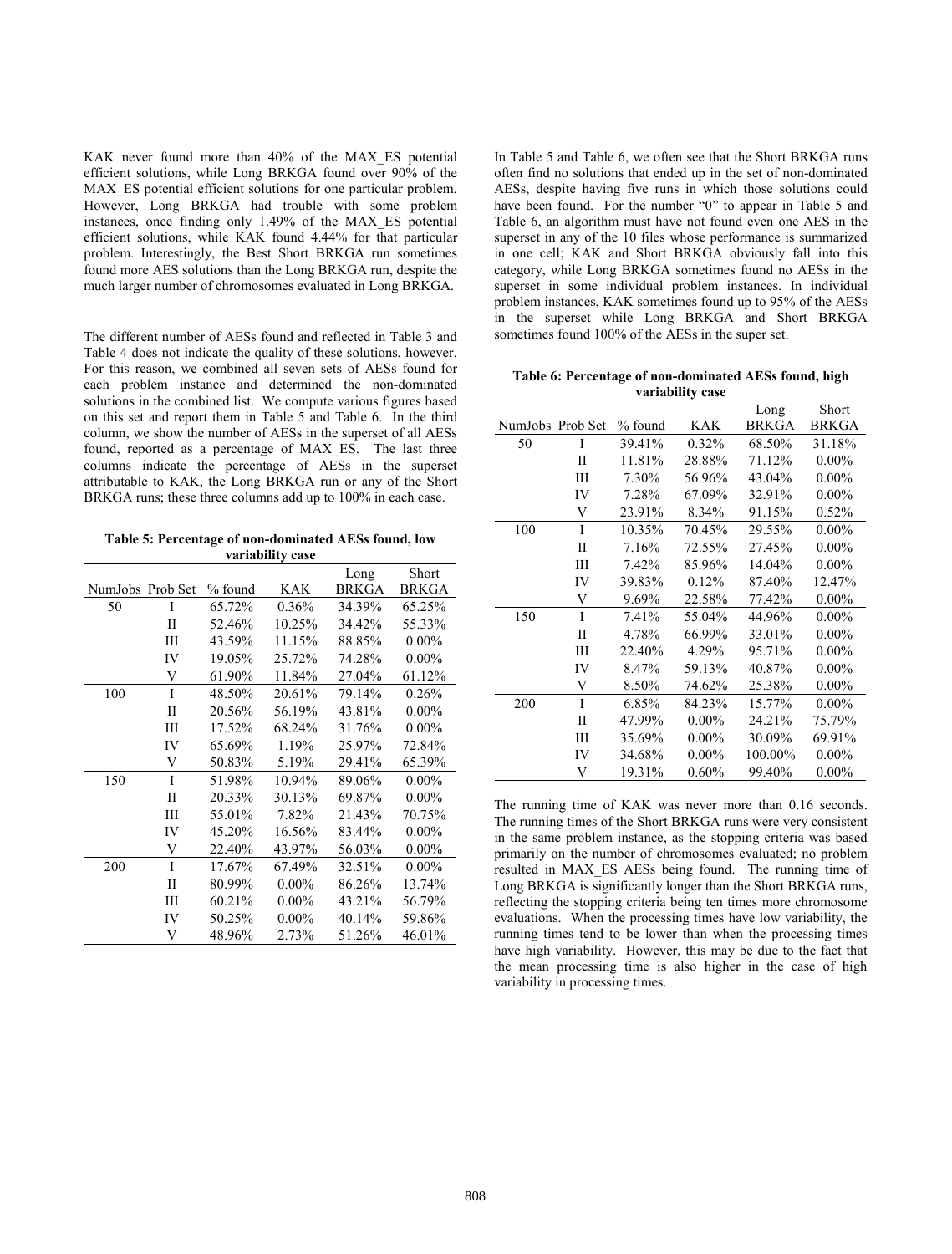KAK never found more than 40% of the MAX_ES potential efficient solutions, while Long BRKGA found over 90% of the MAX_ES potential efficient solutions for one particular problem. However, Long BRKGA had trouble with some problem instances, once finding only 1.49% of the MAX_ES potential efficient solutions, while KAK found 4.44% for that particular problem. Interestingly, the Best Short BRKGA run sometimes found more AES solutions than the Long BRKGA run, despite the much larger number of chromosomes evaluated in Long BRKGA.

The different number of AESs found and reflected in Table 3 and Table 4 does not indicate the quality of these solutions, however. For this reason, we combined all seven sets of AESs found for each problem instance and determined the non-dominated solutions in the combined list. We compute various figures based on this set and report them in Table 5 and Table 6. In the third column, we show the number of AESs in the superset of all AESs found, reported as a percentage of MAX_ES. The last three columns indicate the percentage of AESs in the superset attributable to KAK, the Long BRKGA run or any of the Short BRKGA runs; these three columns add up to 100% in each case.

**Table 5: Percentage of non-dominated AESs found, low variability case**

| NumJobs | Prob Set | % found | KAK | Long BRKGA | Short BRKGA |
|---|---|---|---|---|---|
| 50 | I | 65.72% | 0.36% | 34.39% | 65.25% |
| | II | 52.46% | 10.25% | 34.42% | 55.33% |
| | III | 43.59% | 11.15% | 88.85% | 0.00% |
| | IV | 19.05% | 25.72% | 74.28% | 0.00% |
| | V | 61.90% | 11.84% | 27.04% | 61.12% |
| 100 | I | 48.50% | 20.61% | 79.14% | 0.26% |
| | II | 20.56% | 56.19% | 43.81% | 0.00% |
| | III | 17.52% | 68.24% | 31.76% | 0.00% |
| | IV | 65.69% | 1.19% | 25.97% | 72.84% |
| | V | 50.83% | 5.19% | 29.41% | 65.39% |
| 150 | I | 51.98% | 10.94% | 89.06% | 0.00% |
| | II | 20.33% | 30.13% | 69.87% | 0.00% |
| | III | 55.01% | 7.82% | 21.43% | 70.75% |
| | IV | 45.20% | 16.56% | 83.44% | 0.00% |
| | V | 22.40% | 43.97% | 56.03% | 0.00% |
| 200 | I | 17.67% | 67.49% | 32.51% | 0.00% |
| | II | 80.99% | 0.00% | 86.26% | 13.74% |
| | III | 60.21% | 0.00% | 43.21% | 56.79% |
| | IV | 50.25% | 0.00% | 40.14% | 59.86% |
| | V | 48.96% | 2.73% | 51.26% | 46.01% |

In Table 5 and Table 6, we often see that the Short BRKGA runs often find no solutions that ended up in the set of non-dominated AESs, despite having five runs in which those solutions could have been found. For the number "0" to appear in Table 5 and Table 6, an algorithm must have not found even one AES in the superset in any of the 10 files whose performance is summarized in one cell; KAK and Short BRKGA obviously fall into this category, while Long BRKGA sometimes found no AESs in the superset in some individual problem instances. In individual problem instances, KAK sometimes found up to 95% of the AESs in the superset while Long BRKGA and Short BRKGA sometimes found 100% of the AESs in the super set.

**Table 6: Percentage of non-dominated AESs found, high variability case**

| NumJobs | Prob Set | % found | KAK | Long BRKGA | Short BRKGA |
|---|---|---|---|---|---|
| 50 | I | 39.41% | 0.32% | 68.50% | 31.18% |
| | II | 11.81% | 28.88% | 71.12% | 0.00% |
| | III | 7.30% | 56.96% | 43.04% | 0.00% |
| | IV | 7.28% | 67.09% | 32.91% | 0.00% |
| | V | 23.91% | 8.34% | 91.15% | 0.52% |
| 100 | I | 10.35% | 70.45% | 29.55% | 0.00% |
| | II | 7.16% | 72.55% | 27.45% | 0.00% |
| | III | 7.42% | 85.96% | 14.04% | 0.00% |
| | IV | 39.83% | 0.12% | 87.40% | 12.47% |
| | V | 9.69% | 22.58% | 77.42% | 0.00% |
| 150 | I | 7.41% | 55.04% | 44.96% | 0.00% |
| | II | 4.78% | 66.99% | 33.01% | 0.00% |
| | III | 22.40% | 4.29% | 95.71% | 0.00% |
| | IV | 8.47% | 59.13% | 40.87% | 0.00% |
| | V | 8.50% | 74.62% | 25.38% | 0.00% |
| 200 | I | 6.85% | 84.23% | 15.77% | 0.00% |
| | II | 47.99% | 0.00% | 24.21% | 75.79% |
| | III | 35.69% | 0.00% | 30.09% | 69.91% |
| | IV | 34.68% | 0.00% | 100.00% | 0.00% |
| | V | 19.31% | 0.60% | 99.40% | 0.00% |

The running time of KAK was never more than 0.16 seconds. The running times of the Short BRKGA runs were very consistent in the same problem instance, as the stopping criteria was based primarily on the number of chromosomes evaluated; no problem resulted in MAX_ES AESs being found. The running time of Long BRKGA is significantly longer than the Short BRKGA runs, reflecting the stopping criteria being ten times more chromosome evaluations. When the processing times have low variability, the running times tend to be lower than when the processing times have high variability. However, this may be due to the fact that the mean processing time is also higher in the case of high variability in processing times.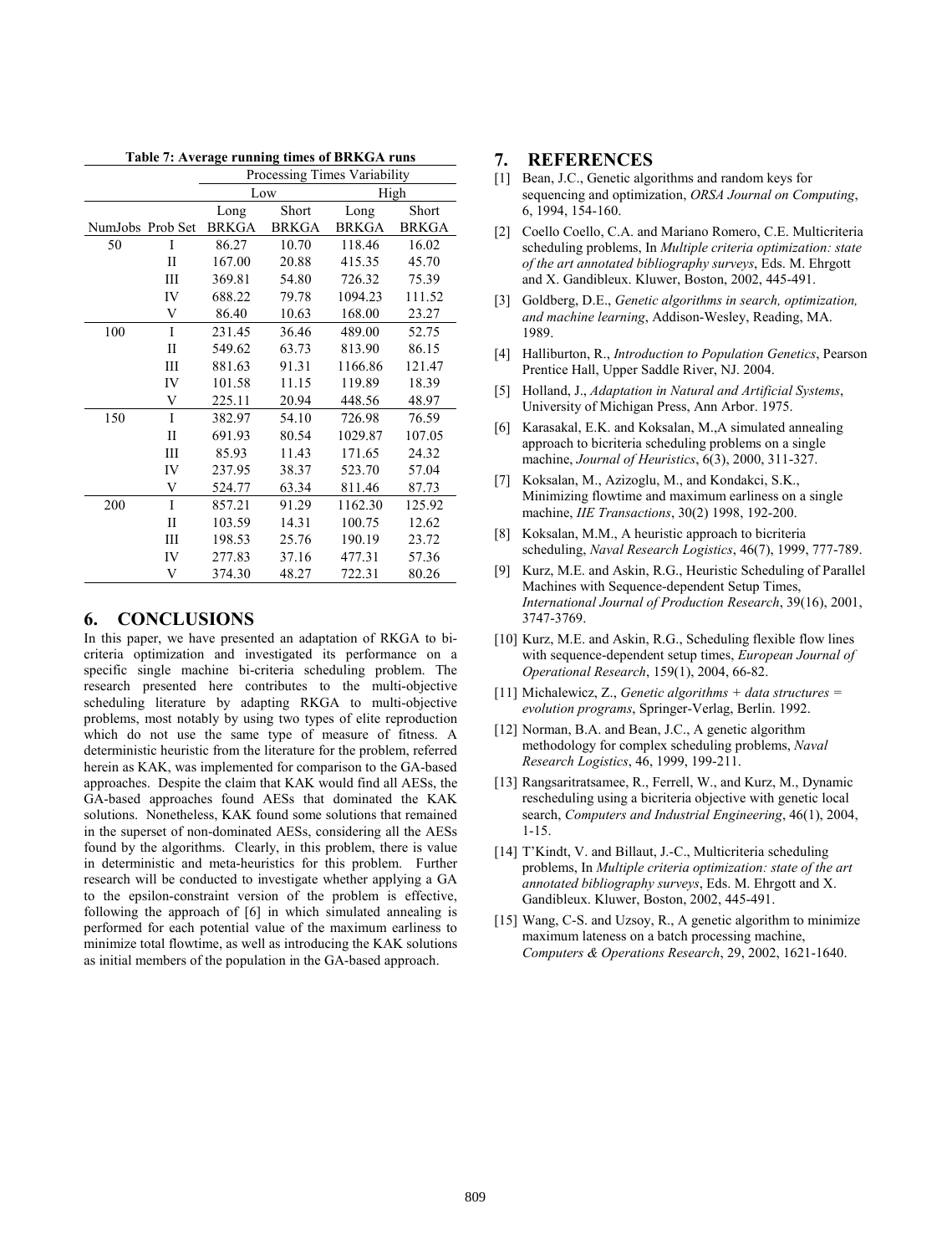**Table 7: Average running times of BRKGA runs**

| | | Processing Times Variability | | | |
|---|---|---|---|---|---|
| | | Low | | High | |
| | | Long | Short | Long | Short |
| NumJobs | Prob Set | BRKGA | BRKGA | BRKGA | BRKGA |
| 50 | I | 86.27 | 10.70 | 118.46 | 16.02 |
| | II | 167.00 | 20.88 | 415.35 | 45.70 |
| | III | 369.81 | 54.80 | 726.32 | 75.39 |
| | IV | 688.22 | 79.78 | 1094.23 | 111.52 |
| | V | 86.40 | 10.63 | 168.00 | 23.27 |
| 100 | I | 231.45 | 36.46 | 489.00 | 52.75 |
| | II | 549.62 | 63.73 | 813.90 | 86.15 |
| | III | 881.63 | 91.31 | 1166.86 | 121.47 |
| | IV | 101.58 | 11.15 | 119.89 | 18.39 |
| | V | 225.11 | 20.94 | 448.56 | 48.97 |
| 150 | I | 382.97 | 54.10 | 726.98 | 76.59 |
| | II | 691.93 | 80.54 | 1029.87 | 107.05 |
| | III | 85.93 | 11.43 | 171.65 | 24.32 |
| | IV | 237.95 | 38.37 | 523.70 | 57.04 |
| | V | 524.77 | 63.34 | 811.46 | 87.73 |
| 200 | I | 857.21 | 91.29 | 1162.30 | 125.92 |
| | II | 103.59 | 14.31 | 100.75 | 12.62 |
| | III | 198.53 | 25.76 | 190.19 | 23.72 |
| | IV | 277.83 | 37.16 | 477.31 | 57.36 |
| | V | 374.30 | 48.27 | 722.31 | 80.26 |

## 6. CONCLUSIONS

In this paper, we have presented an adaptation of RKGA to bi-criteria optimization and investigated its performance on a specific single machine bi-criteria scheduling problem. The research presented here contributes to the multi-objective scheduling literature by adapting RKGA to multi-objective problems, most notably by using two types of elite reproduction which do not use the same type of measure of fitness. A deterministic heuristic from the literature for the problem, referred herein as KAK, was implemented for comparison to the GA-based approaches. Despite the claim that KAK would find all AESs, the GA-based approaches found AESs that dominated the KAK solutions. Nonetheless, KAK found some solutions that remained in the superset of non-dominated AESs, considering all the AESs found by the algorithms. Clearly, in this problem, there is value in deterministic and meta-heuristics for this problem. Further research will be conducted to investigate whether applying a GA to the epsilon-constraint version of the problem is effective, following the approach of [6] in which simulated annealing is performed for each potential value of the maximum earliness to minimize total flowtime, as well as introducing the KAK solutions as initial members of the population in the GA-based approach.

## 7. REFERENCES

[1] Bean, J.C., Genetic algorithms and random keys for sequencing and optimization, *ORSA Journal on Computing*, 6, 1994, 154-160.

[2] Coello Coello, C.A. and Mariano Romero, C.E. Multicriteria scheduling problems, In *Multiple criteria optimization: state of the art annotated bibliography surveys*, Eds. M. Ehrgott and X. Gandibleux. Kluwer, Boston, 2002, 445-491.

[3] Goldberg, D.E., *Genetic algorithms in search, optimization, and machine learning*, Addison-Wesley, Reading, MA. 1989.

[4] Halliburton, R., *Introduction to Population Genetics*, Pearson Prentice Hall, Upper Saddle River, NJ. 2004.

[5] Holland, J., *Adaptation in Natural and Artificial Systems*, University of Michigan Press, Ann Arbor. 1975.

[6] Karasakal, E.K. and Koksalan, M.,A simulated annealing approach to bicriteria scheduling problems on a single machine, *Journal of Heuristics*, 6(3), 2000, 311-327.

[7] Koksalan, M., Azizoglu, M., and Kondakci, S.K., Minimizing flowtime and maximum earliness on a single machine, *IIE Transactions*, 30(2) 1998, 192-200.

[8] Koksalan, M.M., A heuristic approach to bicriteria scheduling, *Naval Research Logistics*, 46(7), 1999, 777-789.

[9] Kurz, M.E. and Askin, R.G., Heuristic Scheduling of Parallel Machines with Sequence-dependent Setup Times, *International Journal of Production Research*, 39(16), 2001, 3747-3769.

[10] Kurz, M.E. and Askin, R.G., Scheduling flexible flow lines with sequence-dependent setup times, *European Journal of Operational Research*, 159(1), 2004, 66-82.

[11] Michalewicz, Z., *Genetic algorithms + data structures = evolution programs*, Springer-Verlag, Berlin. 1992.

[12] Norman, B.A. and Bean, J.C., A genetic algorithm methodology for complex scheduling problems, *Naval Research Logistics*, 46, 1999, 199-211.

[13] Rangsaritratsamee, R., Ferrell, W., and Kurz, M., Dynamic rescheduling using a bicriteria objective with genetic local search, *Computers and Industrial Engineering*, 46(1), 2004, 1-15.

[14] T'Kindt, V. and Billaut, J.-C., Multicriteria scheduling problems, In *Multiple criteria optimization: state of the art annotated bibliography surveys*, Eds. M. Ehrgott and X. Gandibleux. Kluwer, Boston, 2002, 445-491.

[15] Wang, C-S. and Uzsoy, R., A genetic algorithm to minimize maximum lateness on a batch processing machine, *Computers & Operations Research*, 29, 2002, 1621-1640.